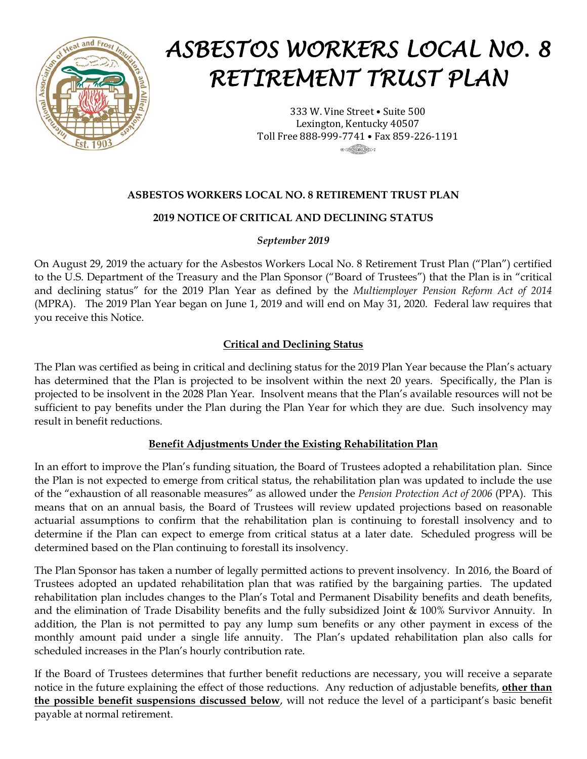# ASBESTOS WORKERS LOCAL NO. 8 RETIREMENT TRUST PLAN

333 W. Vine Street • Suite 500
Lexington, Kentucky 40507
Toll Free 888-999-7741 • Fax 859-226-1191

## ASBESTOS WORKERS LOCAL NO. 8 RETIREMENT TRUST PLAN

## 2019 NOTICE OF CRITICAL AND DECLINING STATUS

*September 2019*

On August 29, 2019 the actuary for the Asbestos Workers Local No. 8 Retirement Trust Plan ("Plan") certified to the U.S. Department of the Treasury and the Plan Sponsor ("Board of Trustees") that the Plan is in "critical and declining status" for the 2019 Plan Year as defined by the *Multiemployer Pension Reform Act of 2014* (MPRA). The 2019 Plan Year began on June 1, 2019 and will end on May 31, 2020. Federal law requires that you receive this Notice.

### Critical and Declining Status

The Plan was certified as being in critical and declining status for the 2019 Plan Year because the Plan's actuary has determined that the Plan is projected to be insolvent within the next 20 years. Specifically, the Plan is projected to be insolvent in the 2028 Plan Year. Insolvent means that the Plan's available resources will not be sufficient to pay benefits under the Plan during the Plan Year for which they are due. Such insolvency may result in benefit reductions.

### Benefit Adjustments Under the Existing Rehabilitation Plan

In an effort to improve the Plan's funding situation, the Board of Trustees adopted a rehabilitation plan. Since the Plan is not expected to emerge from critical status, the rehabilitation plan was updated to include the use of the "exhaustion of all reasonable measures" as allowed under the *Pension Protection Act of 2006* (PPA). This means that on an annual basis, the Board of Trustees will review updated projections based on reasonable actuarial assumptions to confirm that the rehabilitation plan is continuing to forestall insolvency and to determine if the Plan can expect to emerge from critical status at a later date. Scheduled progress will be determined based on the Plan continuing to forestall its insolvency.

The Plan Sponsor has taken a number of legally permitted actions to prevent insolvency. In 2016, the Board of Trustees adopted an updated rehabilitation plan that was ratified by the bargaining parties. The updated rehabilitation plan includes changes to the Plan's Total and Permanent Disability benefits and death benefits, and the elimination of Trade Disability benefits and the fully subsidized Joint & 100% Survivor Annuity. In addition, the Plan is not permitted to pay any lump sum benefits or any other payment in excess of the monthly amount paid under a single life annuity. The Plan's updated rehabilitation plan also calls for scheduled increases in the Plan's hourly contribution rate.

If the Board of Trustees determines that further benefit reductions are necessary, you will receive a separate notice in the future explaining the effect of those reductions. Any reduction of adjustable benefits, **other than the possible benefit suspensions discussed below**, will not reduce the level of a participant's basic benefit payable at normal retirement.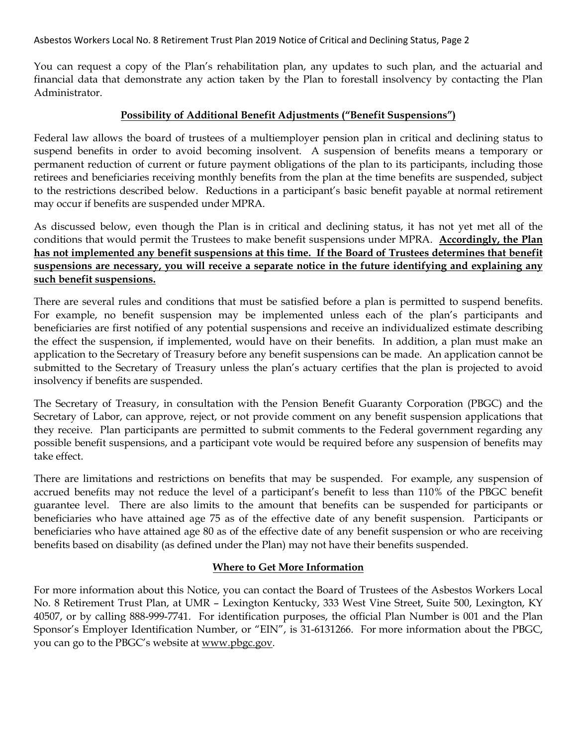You can request a copy of the Plan's rehabilitation plan, any updates to such plan, and the actuarial and financial data that demonstrate any action taken by the Plan to forestall insolvency by contacting the Plan Administrator.

## Possibility of Additional Benefit Adjustments ("Benefit Suspensions")

Federal law allows the board of trustees of a multiemployer pension plan in critical and declining status to suspend benefits in order to avoid becoming insolvent. A suspension of benefits means a temporary or permanent reduction of current or future payment obligations of the plan to its participants, including those retirees and beneficiaries receiving monthly benefits from the plan at the time benefits are suspended, subject to the restrictions described below. Reductions in a participant's basic benefit payable at normal retirement may occur if benefits are suspended under MPRA.

As discussed below, even though the Plan is in critical and declining status, it has not yet met all of the conditions that would permit the Trustees to make benefit suspensions under MPRA. **Accordingly, the Plan has not implemented any benefit suspensions at this time. If the Board of Trustees determines that benefit suspensions are necessary, you will receive a separate notice in the future identifying and explaining any such benefit suspensions.**

There are several rules and conditions that must be satisfied before a plan is permitted to suspend benefits. For example, no benefit suspension may be implemented unless each of the plan's participants and beneficiaries are first notified of any potential suspensions and receive an individualized estimate describing the effect the suspension, if implemented, would have on their benefits. In addition, a plan must make an application to the Secretary of Treasury before any benefit suspensions can be made. An application cannot be submitted to the Secretary of Treasury unless the plan's actuary certifies that the plan is projected to avoid insolvency if benefits are suspended.

The Secretary of Treasury, in consultation with the Pension Benefit Guaranty Corporation (PBGC) and the Secretary of Labor, can approve, reject, or not provide comment on any benefit suspension applications that they receive. Plan participants are permitted to submit comments to the Federal government regarding any possible benefit suspensions, and a participant vote would be required before any suspension of benefits may take effect.

There are limitations and restrictions on benefits that may be suspended. For example, any suspension of accrued benefits may not reduce the level of a participant's benefit to less than 110% of the PBGC benefit guarantee level. There are also limits to the amount that benefits can be suspended for participants or beneficiaries who have attained age 75 as of the effective date of any benefit suspension. Participants or beneficiaries who have attained age 80 as of the effective date of any benefit suspension or who are receiving benefits based on disability (as defined under the Plan) may not have their benefits suspended.

## Where to Get More Information

For more information about this Notice, you can contact the Board of Trustees of the Asbestos Workers Local No. 8 Retirement Trust Plan, at UMR – Lexington Kentucky, 333 West Vine Street, Suite 500, Lexington, KY 40507, or by calling 888-999-7741. For identification purposes, the official Plan Number is 001 and the Plan Sponsor's Employer Identification Number, or "EIN", is 31-6131266. For more information about the PBGC, you can go to the PBGC's website at www.pbgc.gov.